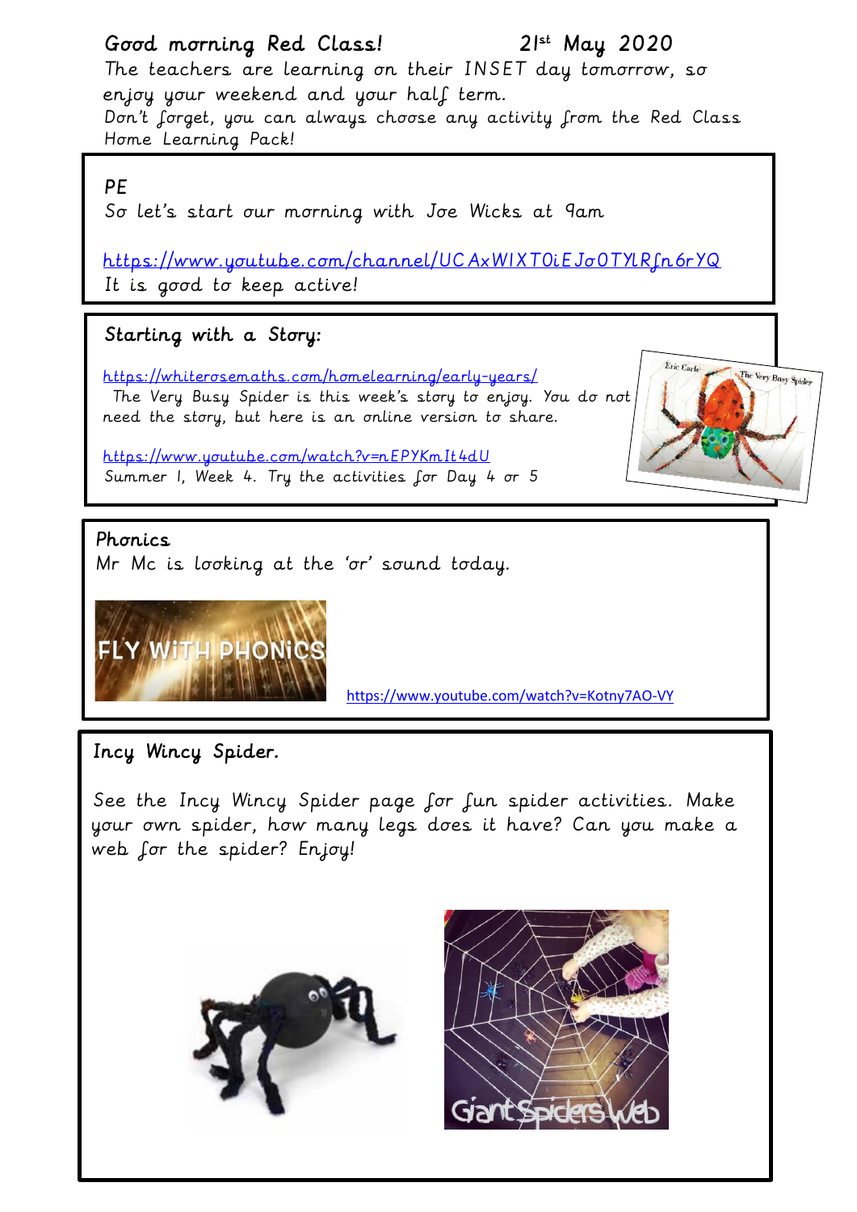Good morning Red Class! 21st May 2020

The teachers are learning on their INSET day tomorrow, so enjoy your weekend and your half term.

Don't forget, you can always choose any activity from the Red Class Home Learning Pack!

## PE

So let's start our morning with Joe Wicks at 9am

https://www.youtube.com/channel/UCAxW1XT0iEJo0TYlRfn6rYQ

It is good to keep active!

## Starting with a Story:

https://whiterosemaths.com/homelearning/early-years/

The Very Busy Spider is this week's story to enjoy. You do not need the story, but here is an online version to share.

https://www.youtube.com/watch?v=nEPYKmIt4dU

Summer 1, Week 4. Try the activities for Day 4 or 5

## Phonics

Mr Mc is looking at the 'or' sound today.

FLY WITH PHONICS

https://www.youtube.com/watch?v=Kotny7AO-VY

## Incy Wincy Spider.

See the Incy Wincy Spider page for fun spider activities. Make your own spider, how many legs does it have? Can you make a web for the spider? Enjoy!

Giant Spiders Web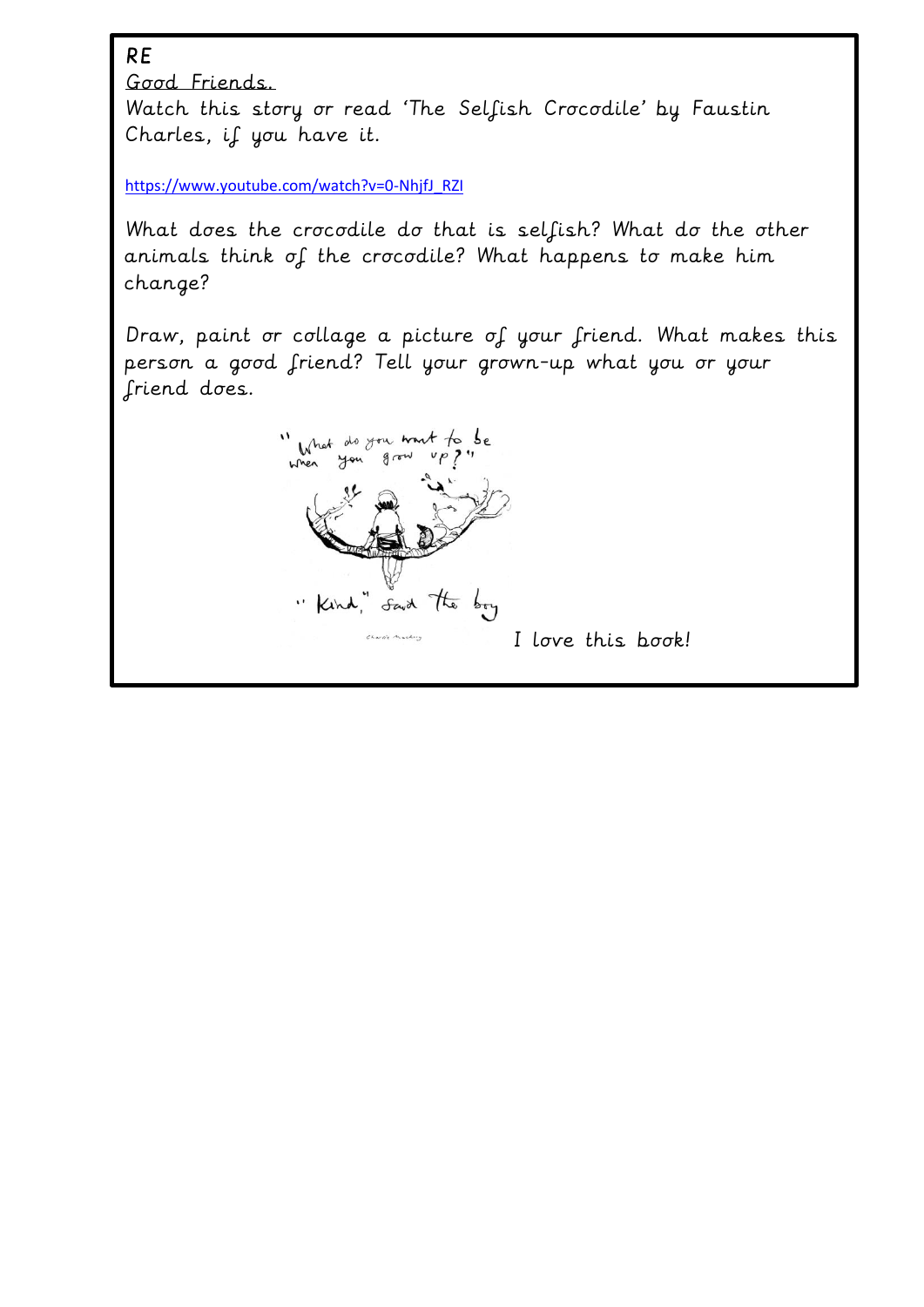*RE*

Good Friends.

Watch this story or read 'The Selfish Crocodile' by Faustin Charles, if you have it.

https://www.youtube.com/watch?v=0-NhjfJ_RZI

What does the crocodile do that is selfish? What do the other animals think of the crocodile? What happens to make him change?

Draw, paint or collage a picture of your friend. What makes this person a good friend? Tell your grown-up what you or your friend does.

I love this book!